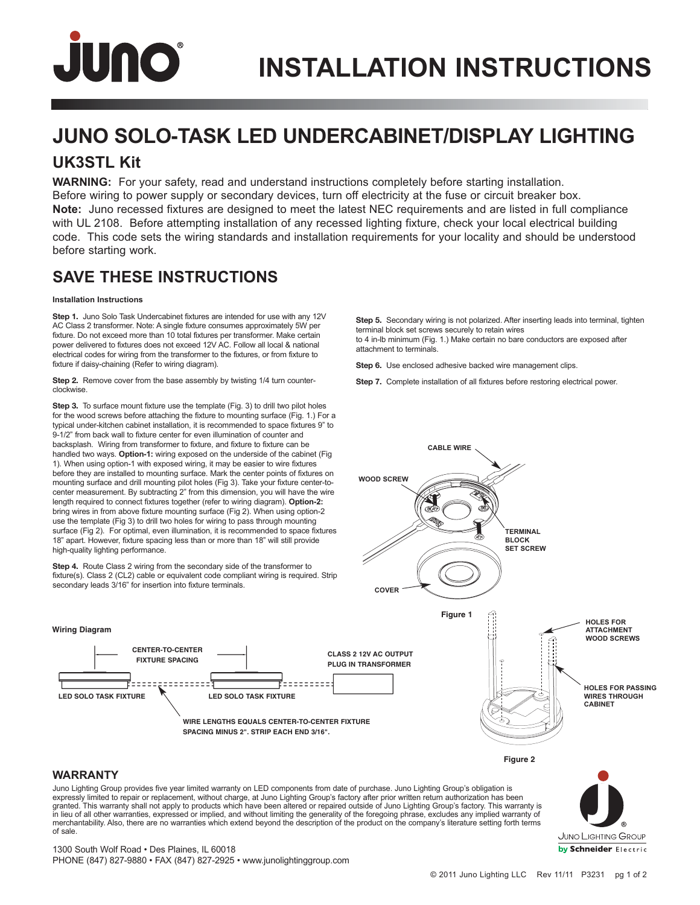# INSTALLATION INSTRUCTIONS

## JUNO SOLO-TASK LED UNDERCABINET/DISPLAY LIGHTING

### UK3STL Kit

**WARNING:** For your safety, read and understand instructions completely before starting installation. Before wiring to power supply or secondary devices, turn off electricity at the fuse or circuit breaker box.

**Note:** Juno recessed fixtures are designed to meet the latest NEC requirements and are listed in full compliance with UL 2108. Before attempting installation of any recessed lighting fixture, check your local electrical building code. This code sets the wiring standards and installation requirements for your locality and should be understood before starting work.

## SAVE THESE INSTRUCTIONS

**Installation Instructions**

**Step 1.** Juno Solo Task Undercabinet fixtures are intended for use with any 12V AC Class 2 transformer. Note: A single fixture consumes approximately 5W per fixture. Do not exceed more than 10 total fixtures per transformer. Make certain power delivered to fixtures does not exceed 12V AC. Follow all local & national electrical codes for wiring from the transformer to the fixtures, or from fixture to fixture if daisy-chaining (Refer to wiring diagram).

**Step 2.** Remove cover from the base assembly by twisting 1/4 turn counter-clockwise.

**Step 3.** To surface mount fixture use the template (Fig. 3) to drill two pilot holes for the wood screws before attaching the fixture to mounting surface (Fig. 1.) For a typical under-kitchen cabinet installation, it is recommended to space fixtures 9" to 9-1/2" from back wall to fixture center for even illumination of counter and backsplash. Wiring from transformer to fixture, and fixture to fixture can be handled two ways. **Option-1:** wiring exposed on the underside of the cabinet (Fig 1). When using option-1 with exposed wiring, it may be easier to wire fixtures before they are installed to mounting surface. Mark the center points of fixtures on mounting surface and drill mounting pilot holes (Fig 3). Take your fixture center-to-center measurement. By subtracting 2" from this dimension, you will have the wire length required to connect fixtures together (refer to wiring diagram). **Option-2:** bring wires in from above fixture mounting surface (Fig 2). When using option-2 use the template (Fig 3) to drill two holes for wiring to pass through mounting surface (Fig 2). For optimal, even illumination, it is recommended to space fixtures 18" apart. However, fixture spacing less than or more than 18" will still provide high-quality lighting performance.

**Step 4.** Route Class 2 wiring from the secondary side of the transformer to fixture(s). Class 2 (CL2) cable or equivalent code compliant wiring is required. Strip secondary leads 3/16" for insertion into fixture terminals.

**Step 5.** Secondary wiring is not polarized. After inserting leads into terminal, tighten terminal block set screws securely to retain wires to 4 in-lb minimum (Fig. 1.) Make certain no bare conductors are exposed after attachment to terminals.

**Step 6.** Use enclosed adhesive backed wire management clips.

**Step 7.** Complete installation of all fixtures before restoring electrical power.

CABLE WIRE
WOOD SCREW
TERMINAL BLOCK SET SCREW
COVER

Figure 1

**Wiring Diagram**

CENTER-TO-CENTER FIXTURE SPACING
CLASS 2 12V AC OUTPUT PLUG IN TRANSFORMER
LED SOLO TASK FIXTURE
LED SOLO TASK FIXTURE
WIRE LENGTHS EQUALS CENTER-TO-CENTER FIXTURE SPACING MINUS 2". STRIP EACH END 3/16".

HOLES FOR ATTACHMENT WOOD SCREWS
HOLES FOR PASSING WIRES THROUGH CABINET

Figure 2

## WARRANTY

Juno Lighting Group provides five year limited warranty on LED components from date of purchase. Juno Lighting Group's obligation is expressly limited to repair or replacement, without charge, at Juno Lighting Group's factory after prior written return authorization has been granted. This warranty shall not apply to products which have been altered or repaired outside of Juno Lighting Group's factory. This warranty is in lieu of all other warranties, expressed or implied, and without limiting the generality of the foregoing phrase, excludes any implied warranty of merchantability. Also, there are no warranties which extend beyond the description of the product on the company's literature setting forth terms of sale.

1300 South Wolf Road • Des Plaines, IL 60018
PHONE (847) 827-9880 • FAX (847) 827-2925 • www.junolightinggroup.com

Juno Lighting Group by Schneider Electric

© 2011 Juno Lighting LLC Rev 11/11 P3231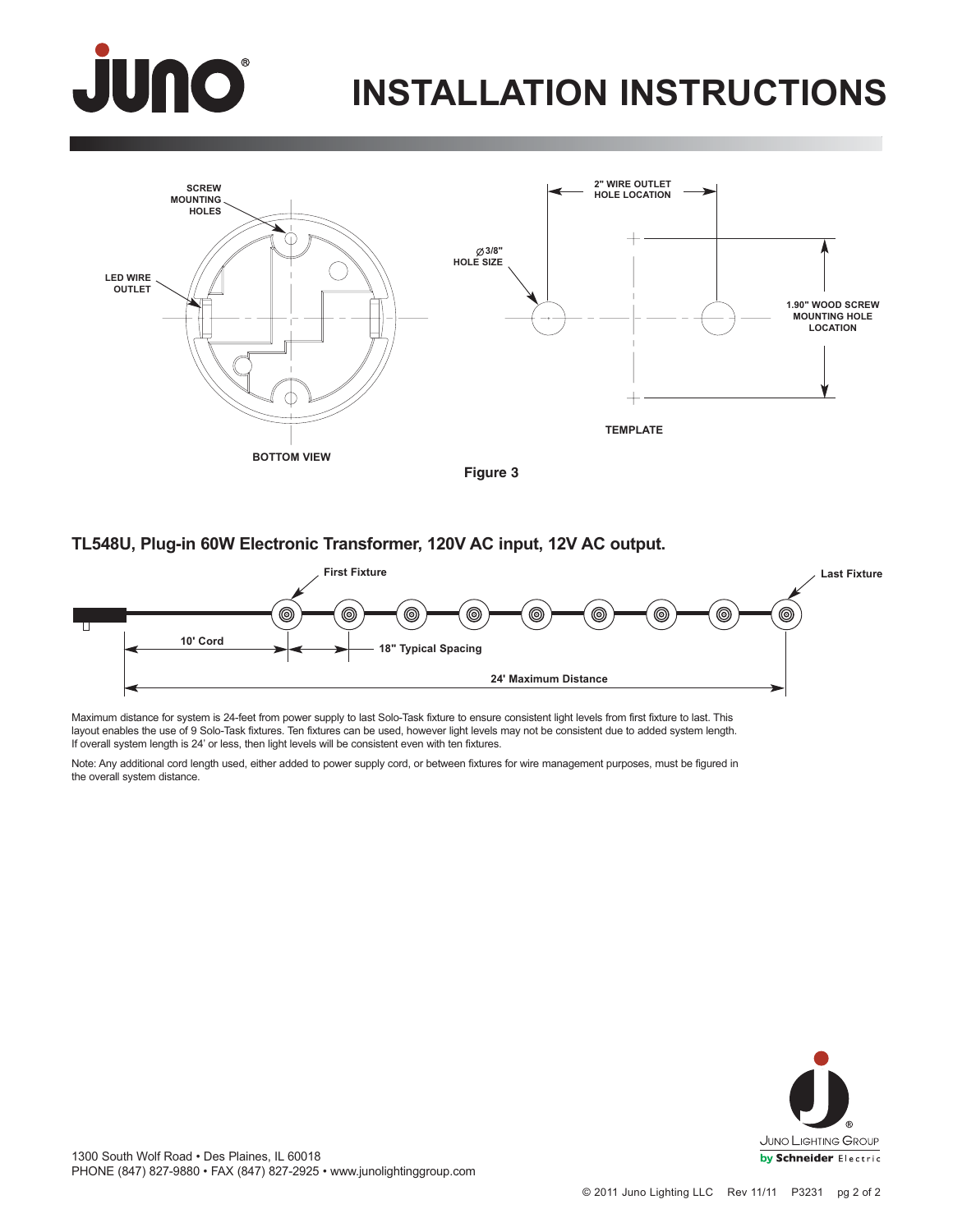# INSTALLATION INSTRUCTIONS

SCREW MOUNTING HOLES

LED WIRE OUTLET

BOTTOM VIEW

2" WIRE OUTLET HOLE LOCATION

⌀3/8" HOLE SIZE

1.90" WOOD SCREW MOUNTING HOLE LOCATION

TEMPLATE

**Figure 3**

## TL548U, Plug-in 60W Electronic Transformer, 120V AC input, 12V AC output.

First Fixture

Last Fixture

10' Cord

18" Typical Spacing

24' Maximum Distance

Maximum distance for system is 24-feet from power supply to last Solo-Task fixture to ensure consistent light levels from first fixture to last. This layout enables the use of 9 Solo-Task fixtures. Ten fixtures can be used, however light levels may not be consistent due to added system length. If overall system length is 24' or less, then light levels will be consistent even with ten fixtures.

Note: Any additional cord length used, either added to power supply cord, or between fixtures for wire management purposes, must be figured in the overall system distance.

1300 South Wolf Road • Des Plaines, IL 60018
PHONE (847) 827-9880 • FAX (847) 827-2925 • www.junolightinggroup.com

JUNO LIGHTING GROUP
by Schneider Electric

© 2011 Juno Lighting LLC Rev 11/11 P3231